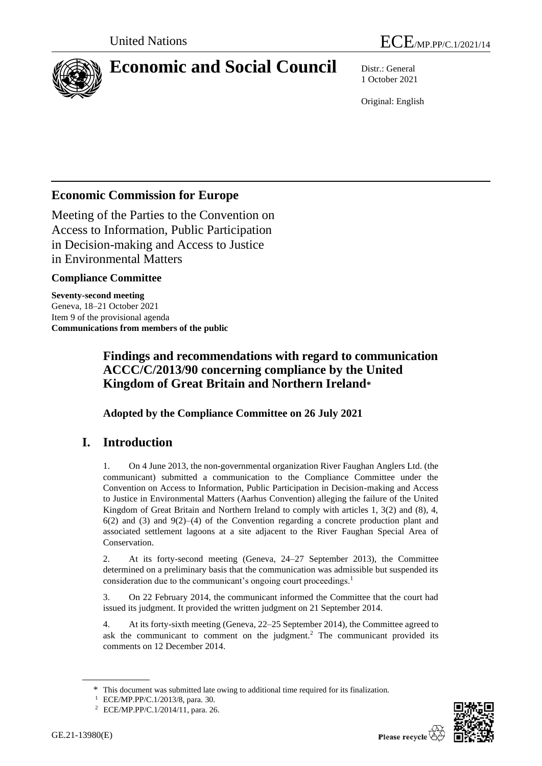United Nations ECE/MP.PP/C.1/2021/14

# Economic and Social Council

Distr.: General
1 October 2021

Original: English

## Economic Commission for Europe

Meeting of the Parties to the Convention on Access to Information, Public Participation in Decision-making and Access to Justice in Environmental Matters

### Compliance Committee

**Seventy-second meeting**
Geneva, 18–21 October 2021
Item 9 of the provisional agenda
**Communications from members of the public**

### Findings and recommendations with regard to communication ACCC/C/2013/90 concerning compliance by the United Kingdom of Great Britain and Northern Ireland*

**Adopted by the Compliance Committee on 26 July 2021**

## I. Introduction

1. On 4 June 2013, the non-governmental organization River Faughan Anglers Ltd. (the communicant) submitted a communication to the Compliance Committee under the Convention on Access to Information, Public Participation in Decision-making and Access to Justice in Environmental Matters (Aarhus Convention) alleging the failure of the United Kingdom of Great Britain and Northern Ireland to comply with articles 1, 3(2) and (8), 4, 6(2) and (3) and 9(2)–(4) of the Convention regarding a concrete production plant and associated settlement lagoons at a site adjacent to the River Faughan Special Area of Conservation.

2. At its forty-second meeting (Geneva, 24–27 September 2013), the Committee determined on a preliminary basis that the communication was admissible but suspended its consideration due to the communicant's ongoing court proceedings.[1]

3. On 22 February 2014, the communicant informed the Committee that the court had issued its judgment. It provided the written judgment on 21 September 2014.

4. At its forty-sixth meeting (Geneva, 22–25 September 2014), the Committee agreed to ask the communicant to comment on the judgment.[2] The communicant provided its comments on 12 December 2014.

\* This document was submitted late owing to additional time required for its finalization.

[1] ECE/MP.PP/C.1/2013/8, para. 30.

[2] ECE/MP.PP/C.1/2014/11, para. 26.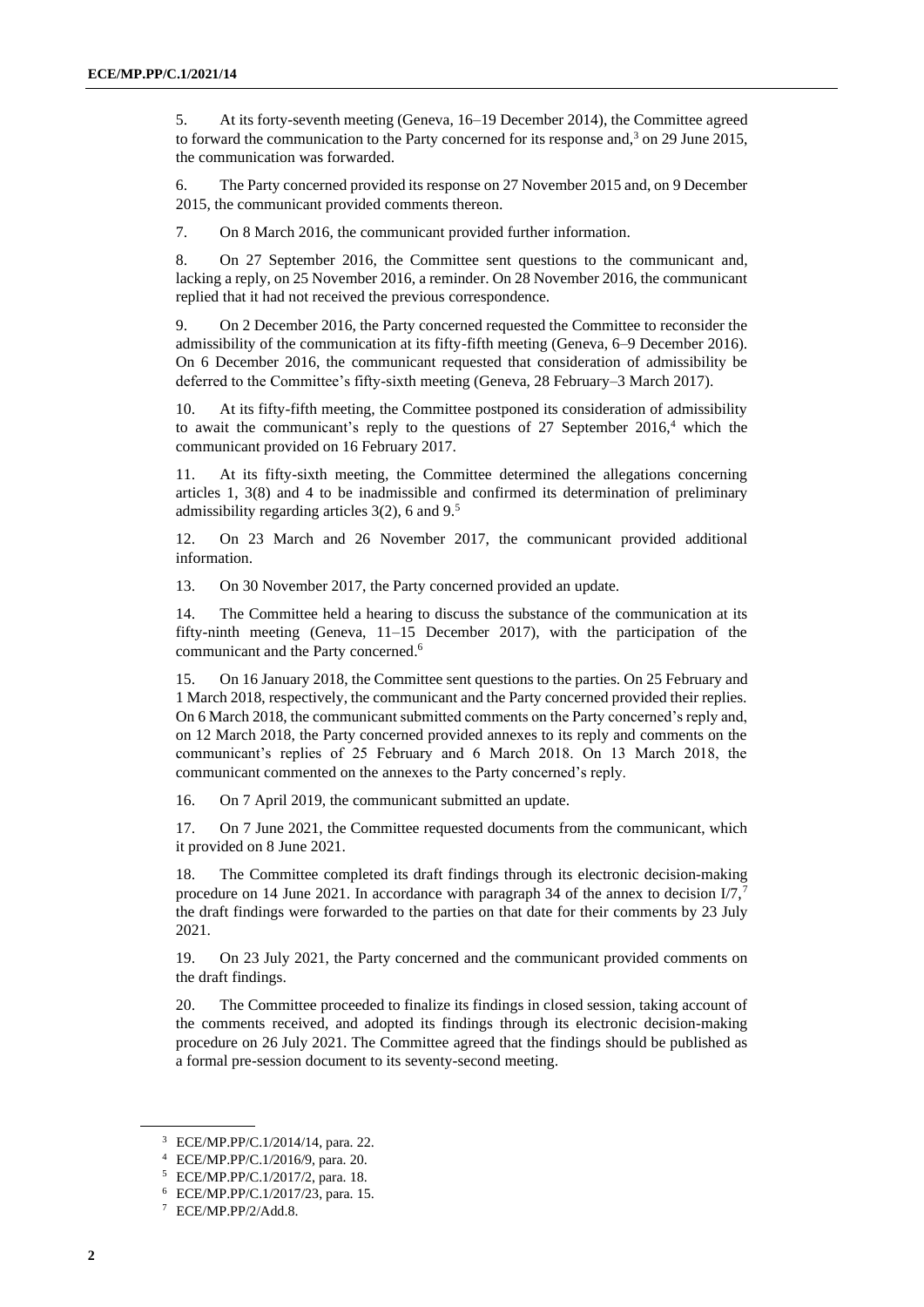5. At its forty-seventh meeting (Geneva, 16–19 December 2014), the Committee agreed to forward the communication to the Party concerned for its response and,[3] on 29 June 2015, the communication was forwarded.

6. The Party concerned provided its response on 27 November 2015 and, on 9 December 2015, the communicant provided comments thereon.

7. On 8 March 2016, the communicant provided further information.

8. On 27 September 2016, the Committee sent questions to the communicant and, lacking a reply, on 25 November 2016, a reminder. On 28 November 2016, the communicant replied that it had not received the previous correspondence.

9. On 2 December 2016, the Party concerned requested the Committee to reconsider the admissibility of the communication at its fifty-fifth meeting (Geneva, 6–9 December 2016). On 6 December 2016, the communicant requested that consideration of admissibility be deferred to the Committee's fifty-sixth meeting (Geneva, 28 February–3 March 2017).

10. At its fifty-fifth meeting, the Committee postponed its consideration of admissibility to await the communicant's reply to the questions of 27 September 2016,[4] which the communicant provided on 16 February 2017.

11. At its fifty-sixth meeting, the Committee determined the allegations concerning articles 1, 3(8) and 4 to be inadmissible and confirmed its determination of preliminary admissibility regarding articles 3(2), 6 and 9.[5]

12. On 23 March and 26 November 2017, the communicant provided additional information.

13. On 30 November 2017, the Party concerned provided an update.

14. The Committee held a hearing to discuss the substance of the communication at its fifty-ninth meeting (Geneva, 11–15 December 2017), with the participation of the communicant and the Party concerned.[6]

15. On 16 January 2018, the Committee sent questions to the parties. On 25 February and 1 March 2018, respectively, the communicant and the Party concerned provided their replies. On 6 March 2018, the communicant submitted comments on the Party concerned's reply and, on 12 March 2018, the Party concerned provided annexes to its reply and comments on the communicant's replies of 25 February and 6 March 2018. On 13 March 2018, the communicant commented on the annexes to the Party concerned's reply.

16. On 7 April 2019, the communicant submitted an update.

17. On 7 June 2021, the Committee requested documents from the communicant, which it provided on 8 June 2021.

18. The Committee completed its draft findings through its electronic decision-making procedure on 14 June 2021. In accordance with paragraph 34 of the annex to decision I/7,[7] the draft findings were forwarded to the parties on that date for their comments by 23 July 2021.

19. On 23 July 2021, the Party concerned and the communicant provided comments on the draft findings.

20. The Committee proceeded to finalize its findings in closed session, taking account of the comments received, and adopted its findings through its electronic decision-making procedure on 26 July 2021. The Committee agreed that the findings should be published as a formal pre-session document to its seventy-second meeting.

---

[3] ECE/MP.PP/C.1/2014/14, para. 22.

[4] ECE/MP.PP/C.1/2016/9, para. 20.

[5] ECE/MP.PP/C.1/2017/2, para. 18.

[6] ECE/MP.PP/C.1/2017/23, para. 15.

[7] ECE/MP.PP/2/Add.8.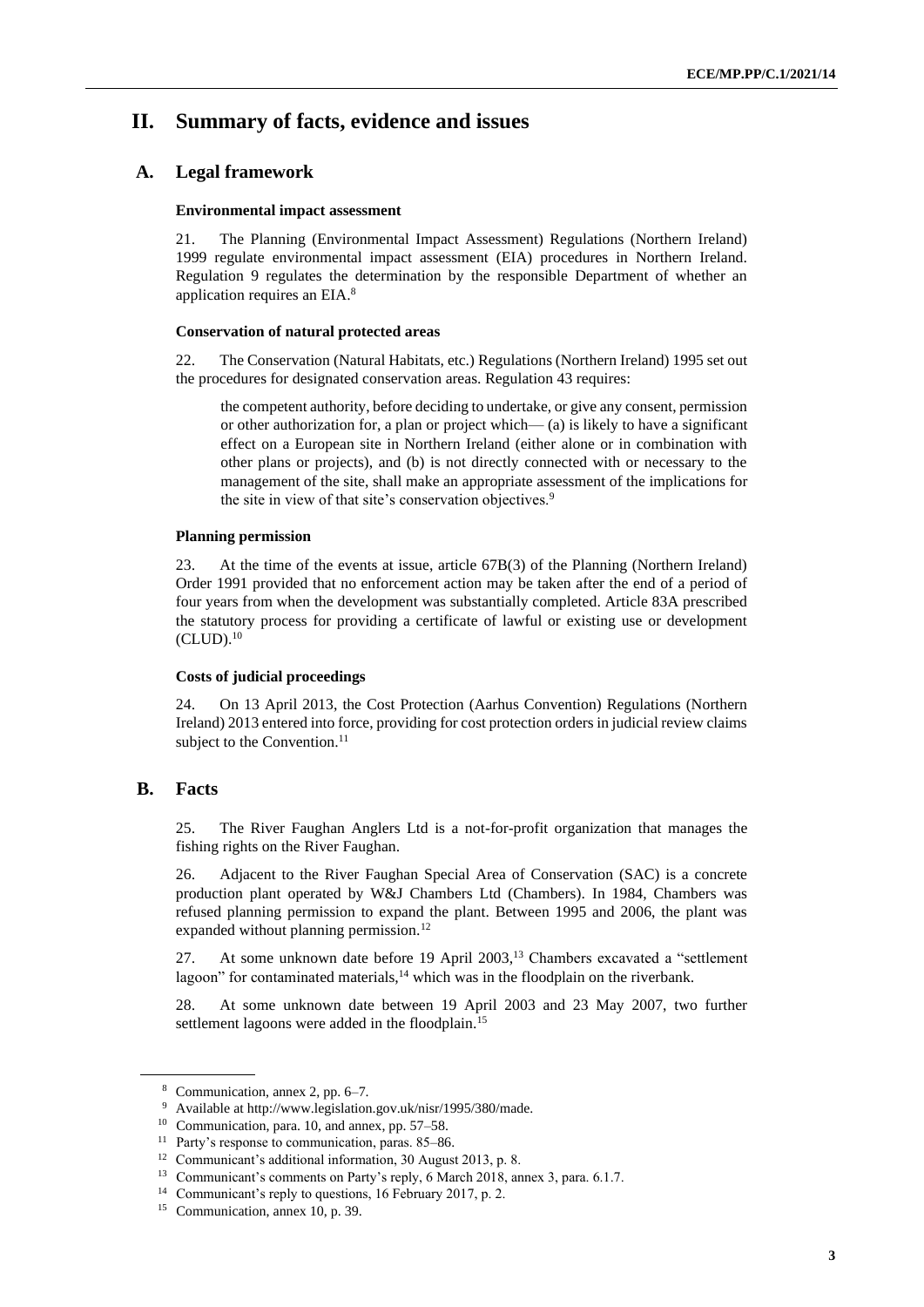# II. Summary of facts, evidence and issues

## A. Legal framework

#### Environmental impact assessment

21. The Planning (Environmental Impact Assessment) Regulations (Northern Ireland) 1999 regulate environmental impact assessment (EIA) procedures in Northern Ireland. Regulation 9 regulates the determination by the responsible Department of whether an application requires an EIA.[8]

#### Conservation of natural protected areas

22. The Conservation (Natural Habitats, etc.) Regulations (Northern Ireland) 1995 set out the procedures for designated conservation areas. Regulation 43 requires:

> the competent authority, before deciding to undertake, or give any consent, permission or other authorization for, a plan or project which— (a) is likely to have a significant effect on a European site in Northern Ireland (either alone or in combination with other plans or projects), and (b) is not directly connected with or necessary to the management of the site, shall make an appropriate assessment of the implications for the site in view of that site's conservation objectives.[9]

#### Planning permission

23. At the time of the events at issue, article 67B(3) of the Planning (Northern Ireland) Order 1991 provided that no enforcement action may be taken after the end of a period of four years from when the development was substantially completed. Article 83A prescribed the statutory process for providing a certificate of lawful or existing use or development (CLUD).[10]

#### Costs of judicial proceedings

24. On 13 April 2013, the Cost Protection (Aarhus Convention) Regulations (Northern Ireland) 2013 entered into force, providing for cost protection orders in judicial review claims subject to the Convention.[11]

## B. Facts

25. The River Faughan Anglers Ltd is a not-for-profit organization that manages the fishing rights on the River Faughan.

26. Adjacent to the River Faughan Special Area of Conservation (SAC) is a concrete production plant operated by W&J Chambers Ltd (Chambers). In 1984, Chambers was refused planning permission to expand the plant. Between 1995 and 2006, the plant was expanded without planning permission.[12]

27. At some unknown date before 19 April 2003,[13] Chambers excavated a "settlement lagoon" for contaminated materials,[14] which was in the floodplain on the riverbank.

28. At some unknown date between 19 April 2003 and 23 May 2007, two further settlement lagoons were added in the floodplain.[15]

---

[8] Communication, annex 2, pp. 6–7.

[9] Available at http://www.legislation.gov.uk/nisr/1995/380/made.

[10] Communication, para. 10, and annex, pp. 57–58.

[11] Party's response to communication, paras. 85–86.

[12] Communicant's additional information, 30 August 2013, p. 8.

[13] Communicant's comments on Party's reply, 6 March 2018, annex 3, para. 6.1.7.

[14] Communicant's reply to questions, 16 February 2017, p. 2.

[15] Communication, annex 10, p. 39.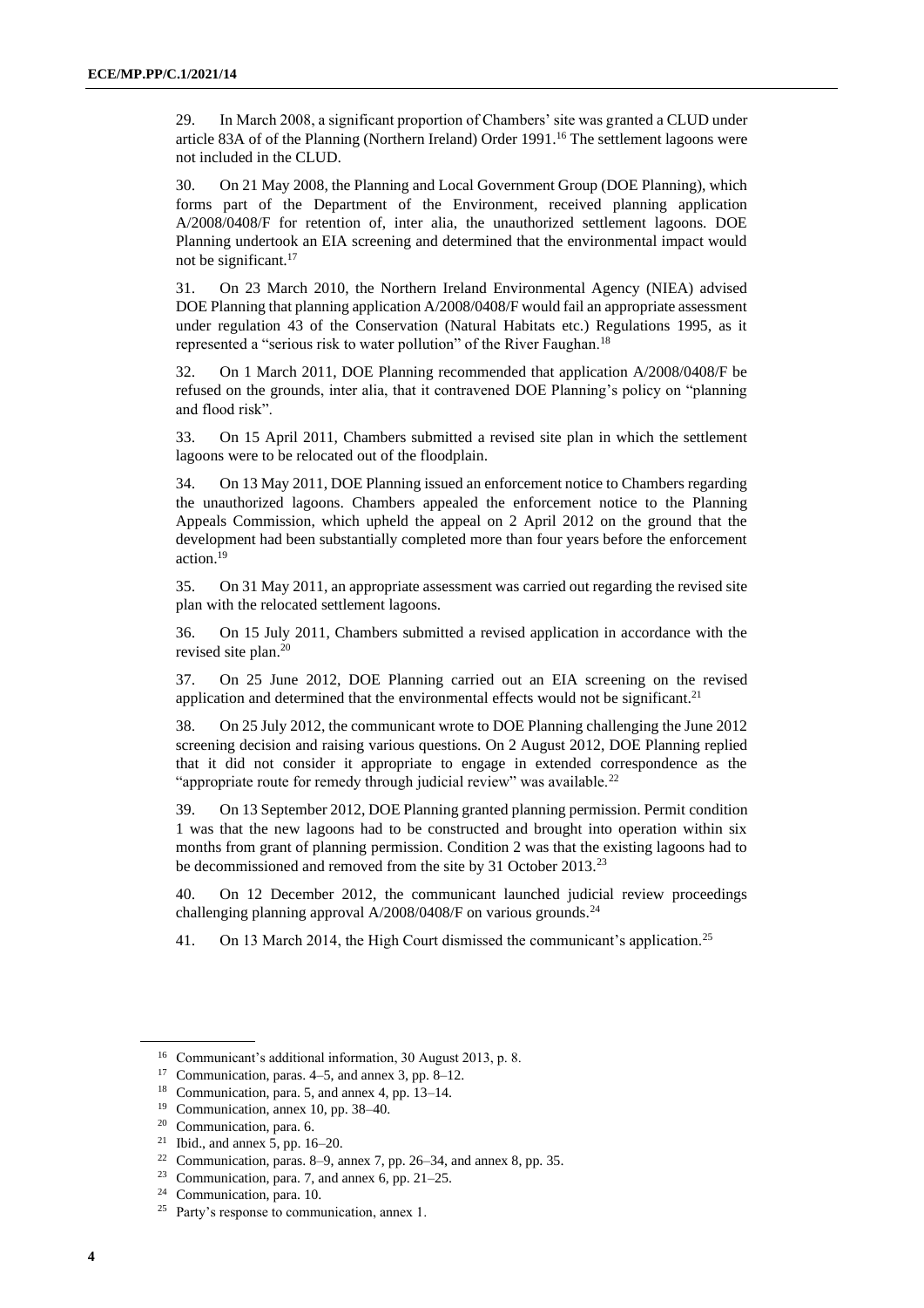29. In March 2008, a significant proportion of Chambers' site was granted a CLUD under article 83A of of the Planning (Northern Ireland) Order 1991.[16] The settlement lagoons were not included in the CLUD.

30. On 21 May 2008, the Planning and Local Government Group (DOE Planning), which forms part of the Department of the Environment, received planning application A/2008/0408/F for retention of, inter alia, the unauthorized settlement lagoons. DOE Planning undertook an EIA screening and determined that the environmental impact would not be significant.[17]

31. On 23 March 2010, the Northern Ireland Environmental Agency (NIEA) advised DOE Planning that planning application A/2008/0408/F would fail an appropriate assessment under regulation 43 of the Conservation (Natural Habitats etc.) Regulations 1995, as it represented a "serious risk to water pollution" of the River Faughan.[18]

32. On 1 March 2011, DOE Planning recommended that application A/2008/0408/F be refused on the grounds, inter alia, that it contravened DOE Planning's policy on "planning and flood risk".

33. On 15 April 2011, Chambers submitted a revised site plan in which the settlement lagoons were to be relocated out of the floodplain.

34. On 13 May 2011, DOE Planning issued an enforcement notice to Chambers regarding the unauthorized lagoons. Chambers appealed the enforcement notice to the Planning Appeals Commission, which upheld the appeal on 2 April 2012 on the ground that the development had been substantially completed more than four years before the enforcement action.[19]

35. On 31 May 2011, an appropriate assessment was carried out regarding the revised site plan with the relocated settlement lagoons.

36. On 15 July 2011, Chambers submitted a revised application in accordance with the revised site plan.[20]

37. On 25 June 2012, DOE Planning carried out an EIA screening on the revised application and determined that the environmental effects would not be significant.[21]

38. On 25 July 2012, the communicant wrote to DOE Planning challenging the June 2012 screening decision and raising various questions. On 2 August 2012, DOE Planning replied that it did not consider it appropriate to engage in extended correspondence as the "appropriate route for remedy through judicial review" was available.[22]

39. On 13 September 2012, DOE Planning granted planning permission. Permit condition 1 was that the new lagoons had to be constructed and brought into operation within six months from grant of planning permission. Condition 2 was that the existing lagoons had to be decommissioned and removed from the site by 31 October 2013.[23]

40. On 12 December 2012, the communicant launched judicial review proceedings challenging planning approval A/2008/0408/F on various grounds.[24]

41. On 13 March 2014, the High Court dismissed the communicant's application.[25]

---

[16] Communicant's additional information, 30 August 2013, p. 8.

[17] Communication, paras. 4–5, and annex 3, pp. 8–12.

[18] Communication, para. 5, and annex 4, pp. 13–14.

[19] Communication, annex 10, pp. 38–40.

[20] Communication, para. 6.

[21] Ibid., and annex 5, pp. 16–20.

[22] Communication, paras. 8–9, annex 7, pp. 26–34, and annex 8, pp. 35.

[23] Communication, para. 7, and annex 6, pp. 21–25.

[24] Communication, para. 10.

[25] Party's response to communication, annex 1.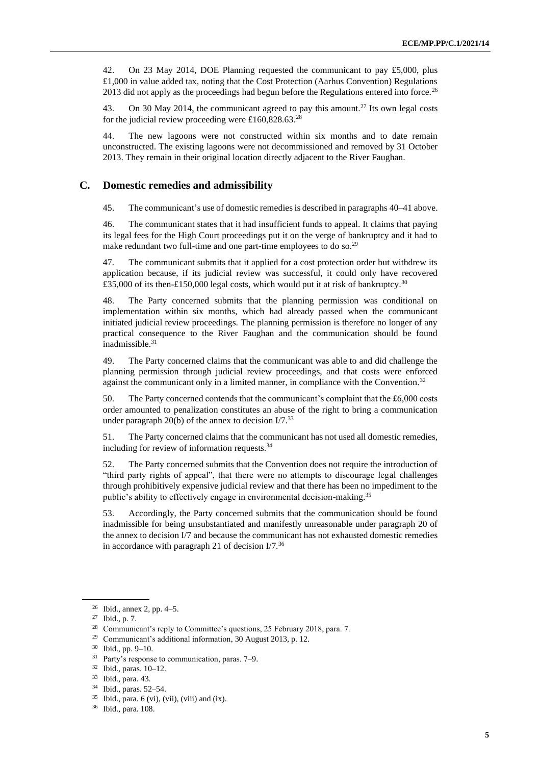42. On 23 May 2014, DOE Planning requested the communicant to pay £5,000, plus £1,000 in value added tax, noting that the Cost Protection (Aarhus Convention) Regulations 2013 did not apply as the proceedings had begun before the Regulations entered into force.[26]

43. On 30 May 2014, the communicant agreed to pay this amount.[27] Its own legal costs for the judicial review proceeding were £160,828.63.[28]

44. The new lagoons were not constructed within six months and to date remain unconstructed. The existing lagoons were not decommissioned and removed by 31 October 2013. They remain in their original location directly adjacent to the River Faughan.

## C. Domestic remedies and admissibility

45. The communicant's use of domestic remedies is described in paragraphs 40–41 above.

46. The communicant states that it had insufficient funds to appeal. It claims that paying its legal fees for the High Court proceedings put it on the verge of bankruptcy and it had to make redundant two full-time and one part-time employees to do so.[29]

47. The communicant submits that it applied for a cost protection order but withdrew its application because, if its judicial review was successful, it could only have recovered £35,000 of its then-£150,000 legal costs, which would put it at risk of bankruptcy.[30]

48. The Party concerned submits that the planning permission was conditional on implementation within six months, which had already passed when the communicant initiated judicial review proceedings. The planning permission is therefore no longer of any practical consequence to the River Faughan and the communication should be found inadmissible.[31]

49. The Party concerned claims that the communicant was able to and did challenge the planning permission through judicial review proceedings, and that costs were enforced against the communicant only in a limited manner, in compliance with the Convention.[32]

50. The Party concerned contends that the communicant's complaint that the £6,000 costs order amounted to penalization constitutes an abuse of the right to bring a communication under paragraph 20(b) of the annex to decision I/7.[33]

51. The Party concerned claims that the communicant has not used all domestic remedies, including for review of information requests.[34]

52. The Party concerned submits that the Convention does not require the introduction of "third party rights of appeal", that there were no attempts to discourage legal challenges through prohibitively expensive judicial review and that there has been no impediment to the public's ability to effectively engage in environmental decision-making.[35]

53. Accordingly, the Party concerned submits that the communication should be found inadmissible for being unsubstantiated and manifestly unreasonable under paragraph 20 of the annex to decision I/7 and because the communicant has not exhausted domestic remedies in accordance with paragraph 21 of decision I/7.[36]

---

[26] Ibid., annex 2, pp. 4–5.
[27] Ibid., p. 7.
[28] Communicant's reply to Committee's questions, 25 February 2018, para. 7.
[29] Communicant's additional information, 30 August 2013, p. 12.
[30] Ibid., pp. 9–10.
[31] Party's response to communication, paras. 7–9.
[32] Ibid., paras. 10–12.
[33] Ibid., para. 43.
[34] Ibid., paras. 52–54.
[35] Ibid., para. 6 (vi), (vii), (viii) and (ix).
[36] Ibid., para. 108.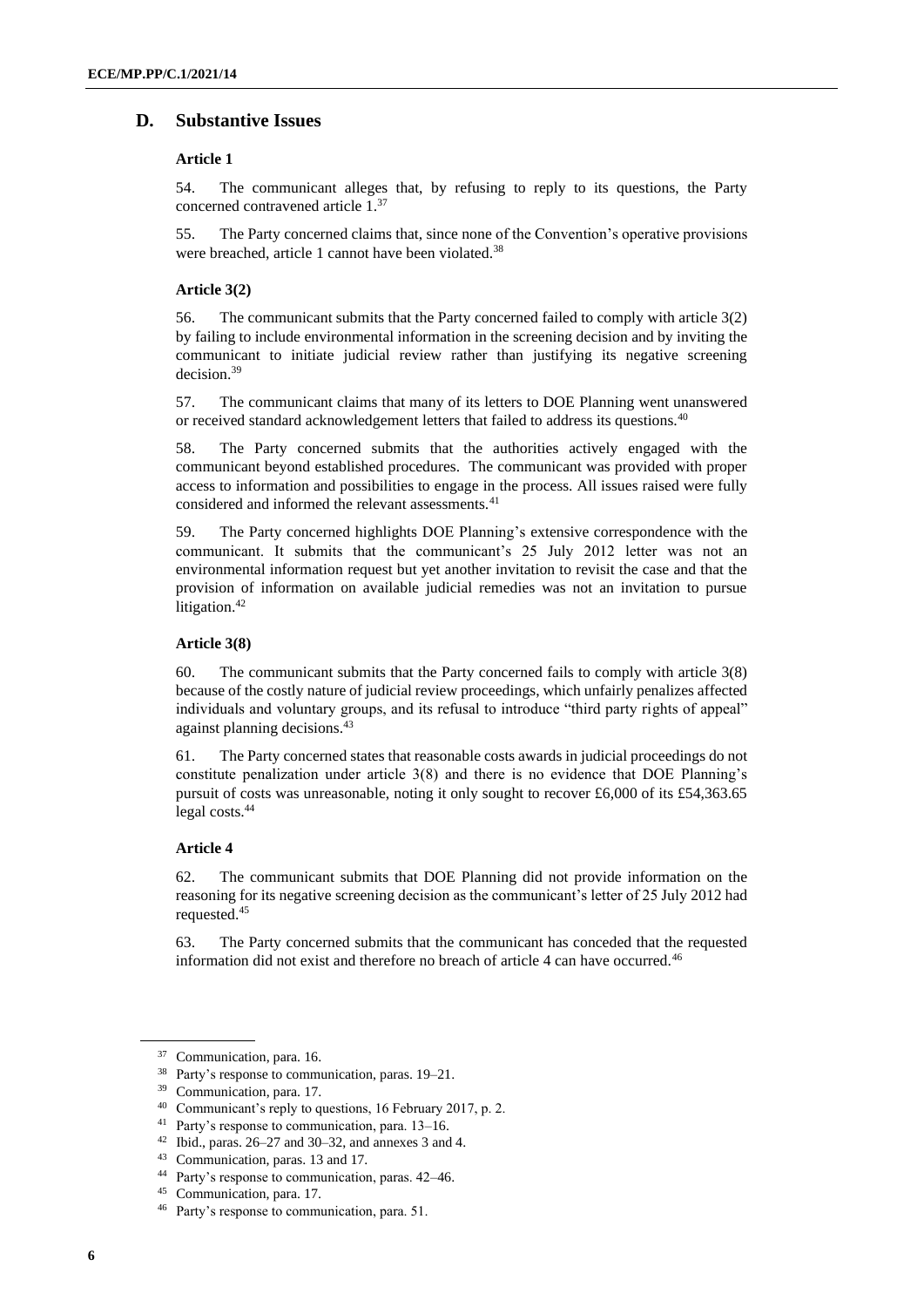## D. Substantive Issues

### Article 1

54. The communicant alleges that, by refusing to reply to its questions, the Party concerned contravened article 1.[37]

55. The Party concerned claims that, since none of the Convention's operative provisions were breached, article 1 cannot have been violated.[38]

### Article 3(2)

56. The communicant submits that the Party concerned failed to comply with article 3(2) by failing to include environmental information in the screening decision and by inviting the communicant to initiate judicial review rather than justifying its negative screening decision.[39]

57. The communicant claims that many of its letters to DOE Planning went unanswered or received standard acknowledgement letters that failed to address its questions.[40]

58. The Party concerned submits that the authorities actively engaged with the communicant beyond established procedures. The communicant was provided with proper access to information and possibilities to engage in the process. All issues raised were fully considered and informed the relevant assessments.[41]

59. The Party concerned highlights DOE Planning's extensive correspondence with the communicant. It submits that the communicant's 25 July 2012 letter was not an environmental information request but yet another invitation to revisit the case and that the provision of information on available judicial remedies was not an invitation to pursue litigation.[42]

### Article 3(8)

60. The communicant submits that the Party concerned fails to comply with article 3(8) because of the costly nature of judicial review proceedings, which unfairly penalizes affected individuals and voluntary groups, and its refusal to introduce "third party rights of appeal" against planning decisions.[43]

61. The Party concerned states that reasonable costs awards in judicial proceedings do not constitute penalization under article 3(8) and there is no evidence that DOE Planning's pursuit of costs was unreasonable, noting it only sought to recover £6,000 of its £54,363.65 legal costs.[44]

### Article 4

62. The communicant submits that DOE Planning did not provide information on the reasoning for its negative screening decision as the communicant's letter of 25 July 2012 had requested.[45]

63. The Party concerned submits that the communicant has conceded that the requested information did not exist and therefore no breach of article 4 can have occurred.[46]

---

[37] Communication, para. 16.

[38] Party's response to communication, paras. 19–21.

[39] Communication, para. 17.

[40] Communicant's reply to questions, 16 February 2017, p. 2.

[41] Party's response to communication, para. 13–16.

[42] Ibid., paras. 26–27 and 30–32, and annexes 3 and 4.

[43] Communication, paras. 13 and 17.

[44] Party's response to communication, paras. 42–46.

[45] Communication, para. 17.

[46] Party's response to communication, para. 51.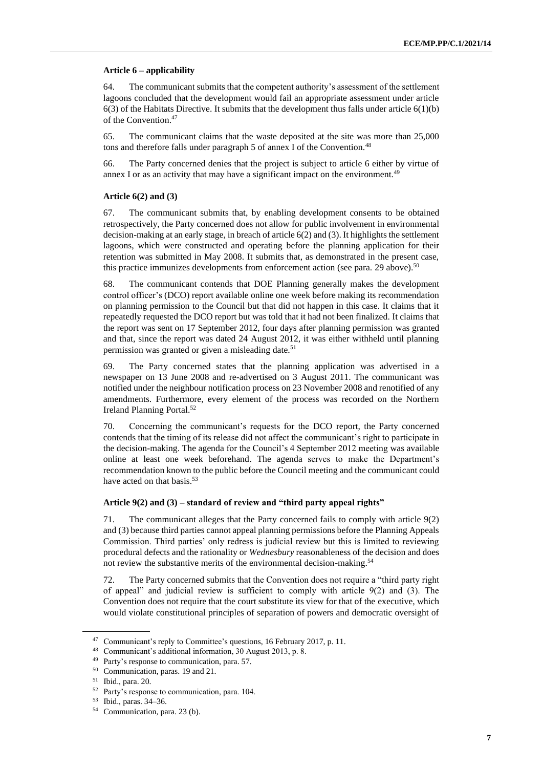#### Article 6 – applicability

64. The communicant submits that the competent authority's assessment of the settlement lagoons concluded that the development would fail an appropriate assessment under article 6(3) of the Habitats Directive. It submits that the development thus falls under article 6(1)(b) of the Convention.[47]

65. The communicant claims that the waste deposited at the site was more than 25,000 tons and therefore falls under paragraph 5 of annex I of the Convention.[48]

66. The Party concerned denies that the project is subject to article 6 either by virtue of annex I or as an activity that may have a significant impact on the environment.[49]

#### Article 6(2) and (3)

67. The communicant submits that, by enabling development consents to be obtained retrospectively, the Party concerned does not allow for public involvement in environmental decision-making at an early stage, in breach of article 6(2) and (3). It highlights the settlement lagoons, which were constructed and operating before the planning application for their retention was submitted in May 2008. It submits that, as demonstrated in the present case, this practice immunizes developments from enforcement action (see para. 29 above).[50]

68. The communicant contends that DOE Planning generally makes the development control officer's (DCO) report available online one week before making its recommendation on planning permission to the Council but that did not happen in this case. It claims that it repeatedly requested the DCO report but was told that it had not been finalized. It claims that the report was sent on 17 September 2012, four days after planning permission was granted and that, since the report was dated 24 August 2012, it was either withheld until planning permission was granted or given a misleading date.[51]

69. The Party concerned states that the planning application was advertised in a newspaper on 13 June 2008 and re-advertised on 3 August 2011. The communicant was notified under the neighbour notification process on 23 November 2008 and renotified of any amendments. Furthermore, every element of the process was recorded on the Northern Ireland Planning Portal.[52]

70. Concerning the communicant's requests for the DCO report, the Party concerned contends that the timing of its release did not affect the communicant's right to participate in the decision-making. The agenda for the Council's 4 September 2012 meeting was available online at least one week beforehand. The agenda serves to make the Department's recommendation known to the public before the Council meeting and the communicant could have acted on that basis.[53]

#### Article 9(2) and (3) – standard of review and "third party appeal rights"

71. The communicant alleges that the Party concerned fails to comply with article 9(2) and (3) because third parties cannot appeal planning permissions before the Planning Appeals Commission. Third parties' only redress is judicial review but this is limited to reviewing procedural defects and the rationality or *Wednesbury* reasonableness of the decision and does not review the substantive merits of the environmental decision-making.[54]

72. The Party concerned submits that the Convention does not require a "third party right of appeal" and judicial review is sufficient to comply with article 9(2) and (3). The Convention does not require that the court substitute its view for that of the executive, which would violate constitutional principles of separation of powers and democratic oversight of

---

[47] Communicant's reply to Committee's questions, 16 February 2017, p. 11.

[48] Communicant's additional information, 30 August 2013, p. 8.

[49] Party's response to communication, para. 57.

[50] Communication, paras. 19 and 21.

[51] Ibid., para. 20.

[52] Party's response to communication, para. 104.

[53] Ibid., paras. 34–36.

[54] Communication, para. 23 (b).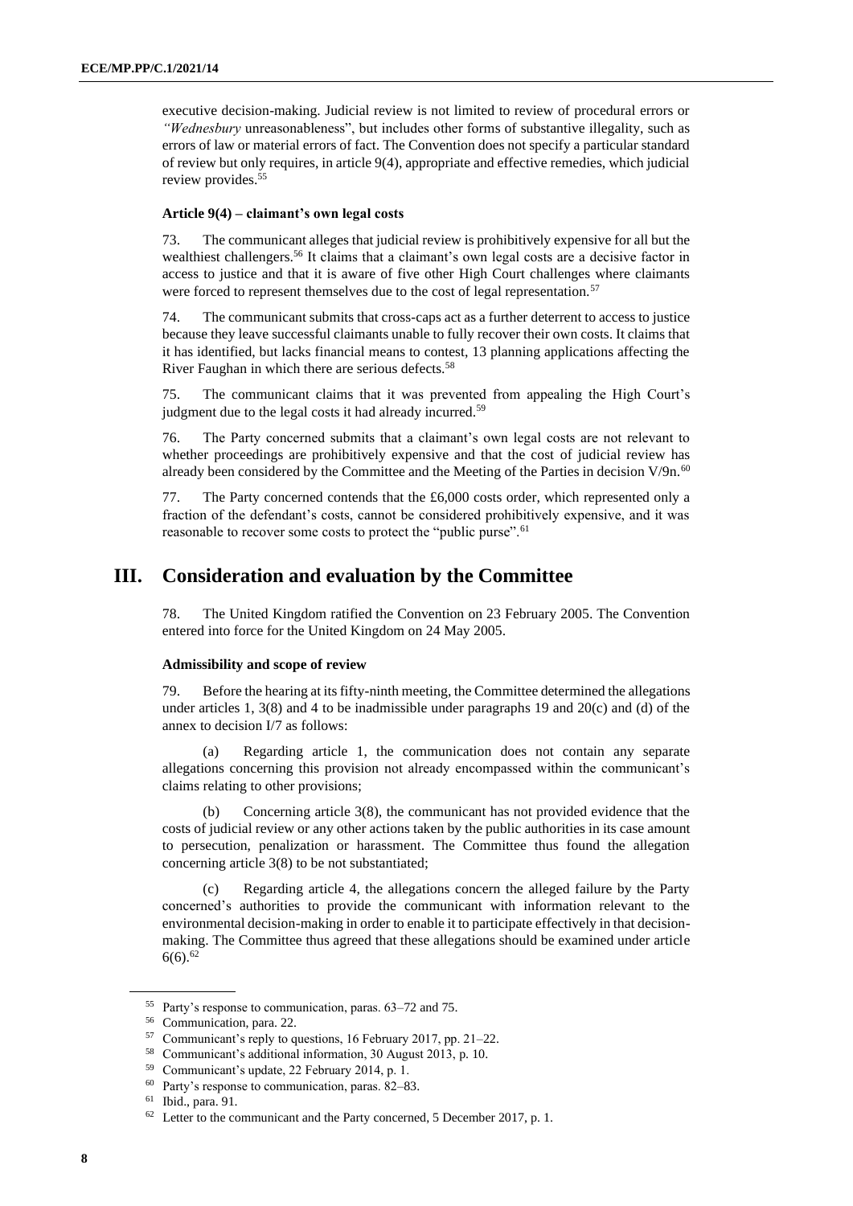executive decision-making. Judicial review is not limited to review of procedural errors or *"Wednesbury* unreasonableness", but includes other forms of substantive illegality, such as errors of law or material errors of fact. The Convention does not specify a particular standard of review but only requires, in article 9(4), appropriate and effective remedies, which judicial review provides.[55]

#### Article 9(4) – claimant's own legal costs

73. The communicant alleges that judicial review is prohibitively expensive for all but the wealthiest challengers.[56] It claims that a claimant's own legal costs are a decisive factor in access to justice and that it is aware of five other High Court challenges where claimants were forced to represent themselves due to the cost of legal representation.[57]

74. The communicant submits that cross-caps act as a further deterrent to access to justice because they leave successful claimants unable to fully recover their own costs. It claims that it has identified, but lacks financial means to contest, 13 planning applications affecting the River Faughan in which there are serious defects.[58]

75. The communicant claims that it was prevented from appealing the High Court's judgment due to the legal costs it had already incurred.[59]

76. The Party concerned submits that a claimant's own legal costs are not relevant to whether proceedings are prohibitively expensive and that the cost of judicial review has already been considered by the Committee and the Meeting of the Parties in decision V/9n.[60]

77. The Party concerned contends that the £6,000 costs order, which represented only a fraction of the defendant's costs, cannot be considered prohibitively expensive, and it was reasonable to recover some costs to protect the "public purse".[61]

## III. Consideration and evaluation by the Committee

78. The United Kingdom ratified the Convention on 23 February 2005. The Convention entered into force for the United Kingdom on 24 May 2005.

#### Admissibility and scope of review

79. Before the hearing at its fifty-ninth meeting, the Committee determined the allegations under articles 1, 3(8) and 4 to be inadmissible under paragraphs 19 and 20(c) and (d) of the annex to decision I/7 as follows:

(a) Regarding article 1, the communication does not contain any separate allegations concerning this provision not already encompassed within the communicant's claims relating to other provisions;

(b) Concerning article 3(8), the communicant has not provided evidence that the costs of judicial review or any other actions taken by the public authorities in its case amount to persecution, penalization or harassment. The Committee thus found the allegation concerning article 3(8) to be not substantiated;

(c) Regarding article 4, the allegations concern the alleged failure by the Party concerned's authorities to provide the communicant with information relevant to the environmental decision-making in order to enable it to participate effectively in that decision-making. The Committee thus agreed that these allegations should be examined under article 6(6).[62]

---

[55] Party's response to communication, paras. 63–72 and 75.

[56] Communication, para. 22.

[57] Communicant's reply to questions, 16 February 2017, pp. 21–22.

[58] Communicant's additional information, 30 August 2013, p. 10.

[59] Communicant's update, 22 February 2014, p. 1.

[60] Party's response to communication, paras. 82–83.

[61] Ibid., para. 91.

[62] Letter to the communicant and the Party concerned, 5 December 2017, p. 1.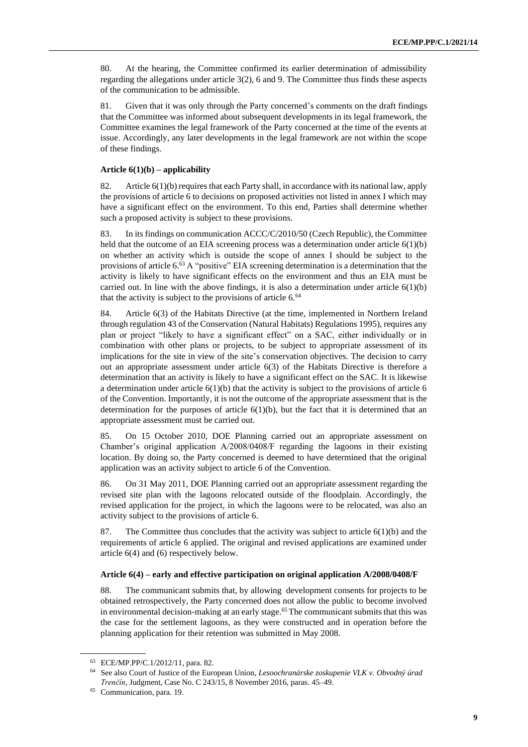80. At the hearing, the Committee confirmed its earlier determination of admissibility regarding the allegations under article 3(2), 6 and 9. The Committee thus finds these aspects of the communication to be admissible.

81. Given that it was only through the Party concerned's comments on the draft findings that the Committee was informed about subsequent developments in its legal framework, the Committee examines the legal framework of the Party concerned at the time of the events at issue. Accordingly, any later developments in the legal framework are not within the scope of these findings.

### Article 6(1)(b) – applicability

82. Article 6(1)(b) requires that each Party shall, in accordance with its national law, apply the provisions of article 6 to decisions on proposed activities not listed in annex I which may have a significant effect on the environment. To this end, Parties shall determine whether such a proposed activity is subject to these provisions.

83. In its findings on communication ACCC/C/2010/50 (Czech Republic), the Committee held that the outcome of an EIA screening process was a determination under article 6(1)(b) on whether an activity which is outside the scope of annex I should be subject to the provisions of article 6.[63] A "positive" EIA screening determination is a determination that the activity is likely to have significant effects on the environment and thus an EIA must be carried out. In line with the above findings, it is also a determination under article 6(1)(b) that the activity is subject to the provisions of article 6.[64]

84. Article 6(3) of the Habitats Directive (at the time, implemented in Northern Ireland through regulation 43 of the Conservation (Natural Habitats) Regulations 1995), requires any plan or project "likely to have a significant effect" on a SAC, either individually or in combination with other plans or projects, to be subject to appropriate assessment of its implications for the site in view of the site's conservation objectives. The decision to carry out an appropriate assessment under article 6(3) of the Habitats Directive is therefore a determination that an activity is likely to have a significant effect on the SAC. It is likewise a determination under article 6(1)(b) that the activity is subject to the provisions of article 6 of the Convention. Importantly, it is not the outcome of the appropriate assessment that is the determination for the purposes of article 6(1)(b), but the fact that it is determined that an appropriate assessment must be carried out.

85. On 15 October 2010, DOE Planning carried out an appropriate assessment on Chamber's original application A/2008/0408/F regarding the lagoons in their existing location. By doing so, the Party concerned is deemed to have determined that the original application was an activity subject to article 6 of the Convention.

86. On 31 May 2011, DOE Planning carried out an appropriate assessment regarding the revised site plan with the lagoons relocated outside of the floodplain. Accordingly, the revised application for the project, in which the lagoons were to be relocated, was also an activity subject to the provisions of article 6.

87. The Committee thus concludes that the activity was subject to article 6(1)(b) and the requirements of article 6 applied. The original and revised applications are examined under article 6(4) and (6) respectively below.

### Article 6(4) – early and effective participation on original application A/2008/0408/F

88. The communicant submits that, by allowing development consents for projects to be obtained retrospectively, the Party concerned does not allow the public to become involved in environmental decision-making at an early stage.[65] The communicant submits that this was the case for the settlement lagoons, as they were constructed and in operation before the planning application for their retention was submitted in May 2008.

---

[63] ECE/MP.PP/C.1/2012/11, para. 82.

[64] See also Court of Justice of the European Union, *Lesoochranárske zoskupenie VLK v. Obvodný úrad Trenčín*, Judgment, Case No. C 243/15, 8 November 2016, paras. 45–49.

[65] Communication, para. 19.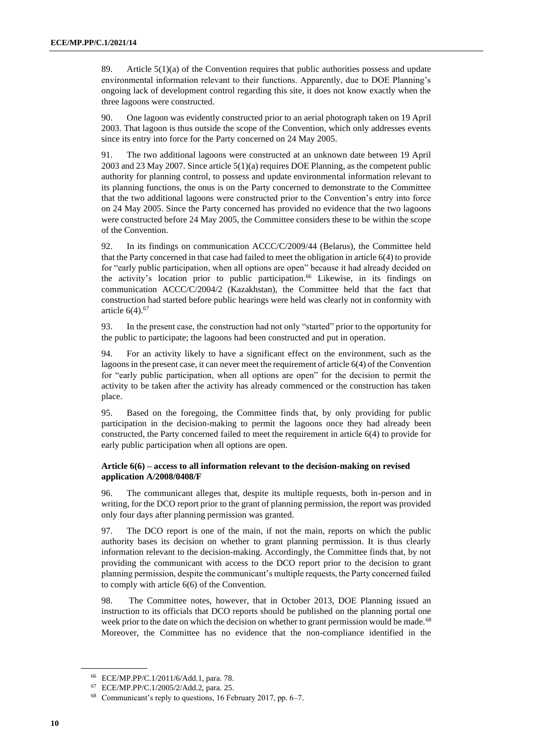89. Article 5(1)(a) of the Convention requires that public authorities possess and update environmental information relevant to their functions. Apparently, due to DOE Planning's ongoing lack of development control regarding this site, it does not know exactly when the three lagoons were constructed.

90. One lagoon was evidently constructed prior to an aerial photograph taken on 19 April 2003. That lagoon is thus outside the scope of the Convention, which only addresses events since its entry into force for the Party concerned on 24 May 2005.

91. The two additional lagoons were constructed at an unknown date between 19 April 2003 and 23 May 2007. Since article 5(1)(a) requires DOE Planning, as the competent public authority for planning control, to possess and update environmental information relevant to its planning functions, the onus is on the Party concerned to demonstrate to the Committee that the two additional lagoons were constructed prior to the Convention's entry into force on 24 May 2005. Since the Party concerned has provided no evidence that the two lagoons were constructed before 24 May 2005, the Committee considers these to be within the scope of the Convention.

92. In its findings on communication ACCC/C/2009/44 (Belarus), the Committee held that the Party concerned in that case had failed to meet the obligation in article 6(4) to provide for "early public participation, when all options are open" because it had already decided on the activity's location prior to public participation.[66] Likewise, in its findings on communication ACCC/C/2004/2 (Kazakhstan), the Committee held that the fact that construction had started before public hearings were held was clearly not in conformity with article 6(4).[67]

93. In the present case, the construction had not only "started" prior to the opportunity for the public to participate; the lagoons had been constructed and put in operation.

94. For an activity likely to have a significant effect on the environment, such as the lagoons in the present case, it can never meet the requirement of article 6(4) of the Convention for "early public participation, when all options are open" for the decision to permit the activity to be taken after the activity has already commenced or the construction has taken place.

95. Based on the foregoing, the Committee finds that, by only providing for public participation in the decision-making to permit the lagoons once they had already been constructed, the Party concerned failed to meet the requirement in article 6(4) to provide for early public participation when all options are open.

**Article 6(6) – access to all information relevant to the decision-making on revised application A/2008/0408/F**

96. The communicant alleges that, despite its multiple requests, both in-person and in writing, for the DCO report prior to the grant of planning permission, the report was provided only four days after planning permission was granted.

97. The DCO report is one of the main, if not the main, reports on which the public authority bases its decision on whether to grant planning permission. It is thus clearly information relevant to the decision-making. Accordingly, the Committee finds that, by not providing the communicant with access to the DCO report prior to the decision to grant planning permission, despite the communicant's multiple requests, the Party concerned failed to comply with article 6(6) of the Convention.

98. The Committee notes, however, that in October 2013, DOE Planning issued an instruction to its officials that DCO reports should be published on the planning portal one week prior to the date on which the decision on whether to grant permission would be made.[68] Moreover, the Committee has no evidence that the non-compliance identified in the

[66] ECE/MP.PP/C.1/2011/6/Add.1, para. 78.

[67] ECE/MP.PP/C.1/2005/2/Add.2, para. 25.

[68] Communicant's reply to questions, 16 February 2017, pp. 6–7.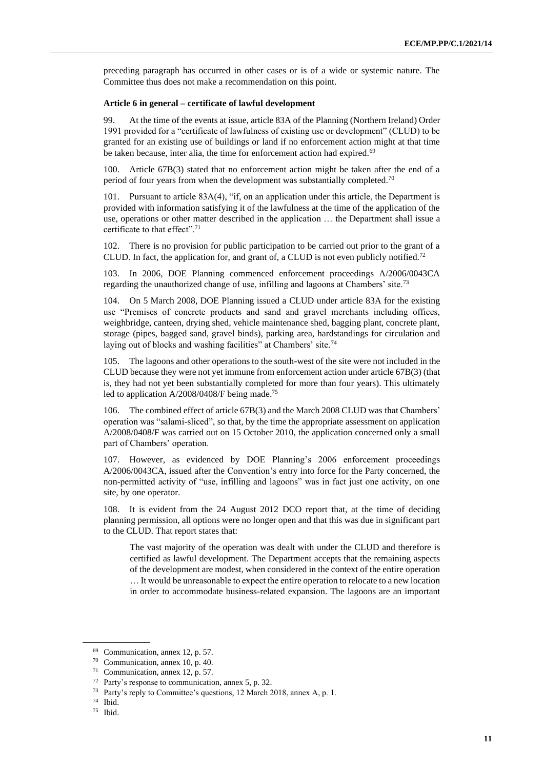preceding paragraph has occurred in other cases or is of a wide or systemic nature. The Committee thus does not make a recommendation on this point.

**Article 6 in general – certificate of lawful development**

99. At the time of the events at issue, article 83A of the Planning (Northern Ireland) Order 1991 provided for a "certificate of lawfulness of existing use or development" (CLUD) to be granted for an existing use of buildings or land if no enforcement action might at that time be taken because, inter alia, the time for enforcement action had expired.[69]

100. Article 67B(3) stated that no enforcement action might be taken after the end of a period of four years from when the development was substantially completed.[70]

101. Pursuant to article 83A(4), "if, on an application under this article, the Department is provided with information satisfying it of the lawfulness at the time of the application of the use, operations or other matter described in the application … the Department shall issue a certificate to that effect".[71]

102. There is no provision for public participation to be carried out prior to the grant of a CLUD. In fact, the application for, and grant of, a CLUD is not even publicly notified.[72]

103. In 2006, DOE Planning commenced enforcement proceedings A/2006/0043CA regarding the unauthorized change of use, infilling and lagoons at Chambers' site.[73]

104. On 5 March 2008, DOE Planning issued a CLUD under article 83A for the existing use "Premises of concrete products and sand and gravel merchants including offices, weighbridge, canteen, drying shed, vehicle maintenance shed, bagging plant, concrete plant, storage (pipes, bagged sand, gravel binds), parking area, hardstandings for circulation and laying out of blocks and washing facilities" at Chambers' site.[74]

105. The lagoons and other operations to the south-west of the site were not included in the CLUD because they were not yet immune from enforcement action under article 67B(3) (that is, they had not yet been substantially completed for more than four years). This ultimately led to application A/2008/0408/F being made.[75]

106. The combined effect of article 67B(3) and the March 2008 CLUD was that Chambers' operation was "salami-sliced", so that, by the time the appropriate assessment on application A/2008/0408/F was carried out on 15 October 2010, the application concerned only a small part of Chambers' operation.

107. However, as evidenced by DOE Planning's 2006 enforcement proceedings A/2006/0043CA, issued after the Convention's entry into force for the Party concerned, the non-permitted activity of "use, infilling and lagoons" was in fact just one activity, on one site, by one operator.

108. It is evident from the 24 August 2012 DCO report that, at the time of deciding planning permission, all options were no longer open and that this was due in significant part to the CLUD. That report states that:

> The vast majority of the operation was dealt with under the CLUD and therefore is certified as lawful development. The Department accepts that the remaining aspects of the development are modest, when considered in the context of the entire operation … It would be unreasonable to expect the entire operation to relocate to a new location in order to accommodate business-related expansion. The lagoons are an important

---

[69] Communication, annex 12, p. 57.

[70] Communication, annex 10, p. 40.

[71] Communication, annex 12, p. 57.

[72] Party's response to communication, annex 5, p. 32.

[73] Party's reply to Committee's questions, 12 March 2018, annex A, p. 1.

[74] Ibid.

[75] Ibid.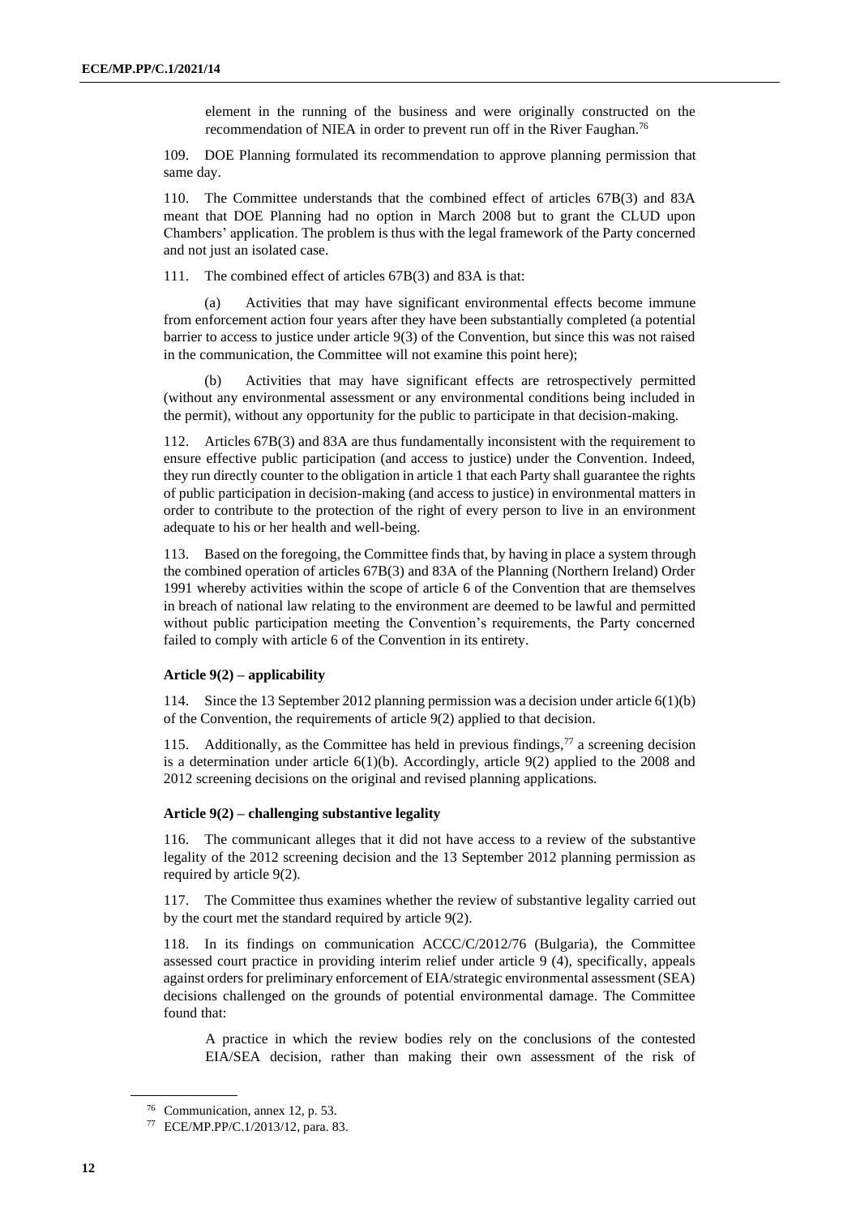element in the running of the business and were originally constructed on the recommendation of NIEA in order to prevent run off in the River Faughan.[76]

109. DOE Planning formulated its recommendation to approve planning permission that same day.

110. The Committee understands that the combined effect of articles 67B(3) and 83A meant that DOE Planning had no option in March 2008 but to grant the CLUD upon Chambers' application. The problem is thus with the legal framework of the Party concerned and not just an isolated case.

111. The combined effect of articles 67B(3) and 83A is that:

(a) Activities that may have significant environmental effects become immune from enforcement action four years after they have been substantially completed (a potential barrier to access to justice under article 9(3) of the Convention, but since this was not raised in the communication, the Committee will not examine this point here);

(b) Activities that may have significant effects are retrospectively permitted (without any environmental assessment or any environmental conditions being included in the permit), without any opportunity for the public to participate in that decision-making.

112. Articles 67B(3) and 83A are thus fundamentally inconsistent with the requirement to ensure effective public participation (and access to justice) under the Convention. Indeed, they run directly counter to the obligation in article 1 that each Party shall guarantee the rights of public participation in decision-making (and access to justice) in environmental matters in order to contribute to the protection of the right of every person to live in an environment adequate to his or her health and well-being.

113. Based on the foregoing, the Committee finds that, by having in place a system through the combined operation of articles 67B(3) and 83A of the Planning (Northern Ireland) Order 1991 whereby activities within the scope of article 6 of the Convention that are themselves in breach of national law relating to the environment are deemed to be lawful and permitted without public participation meeting the Convention's requirements, the Party concerned failed to comply with article 6 of the Convention in its entirety.

#### Article 9(2) – applicability

114. Since the 13 September 2012 planning permission was a decision under article 6(1)(b) of the Convention, the requirements of article 9(2) applied to that decision.

115. Additionally, as the Committee has held in previous findings,[77] a screening decision is a determination under article 6(1)(b). Accordingly, article 9(2) applied to the 2008 and 2012 screening decisions on the original and revised planning applications.

#### Article 9(2) – challenging substantive legality

116. The communicant alleges that it did not have access to a review of the substantive legality of the 2012 screening decision and the 13 September 2012 planning permission as required by article 9(2).

117. The Committee thus examines whether the review of substantive legality carried out by the court met the standard required by article 9(2).

118. In its findings on communication ACCC/C/2012/76 (Bulgaria), the Committee assessed court practice in providing interim relief under article 9 (4), specifically, appeals against orders for preliminary enforcement of EIA/strategic environmental assessment (SEA) decisions challenged on the grounds of potential environmental damage. The Committee found that:

> A practice in which the review bodies rely on the conclusions of the contested EIA/SEA decision, rather than making their own assessment of the risk of

---

[76] Communication, annex 12, p. 53.

[77] ECE/MP.PP/C.1/2013/12, para. 83.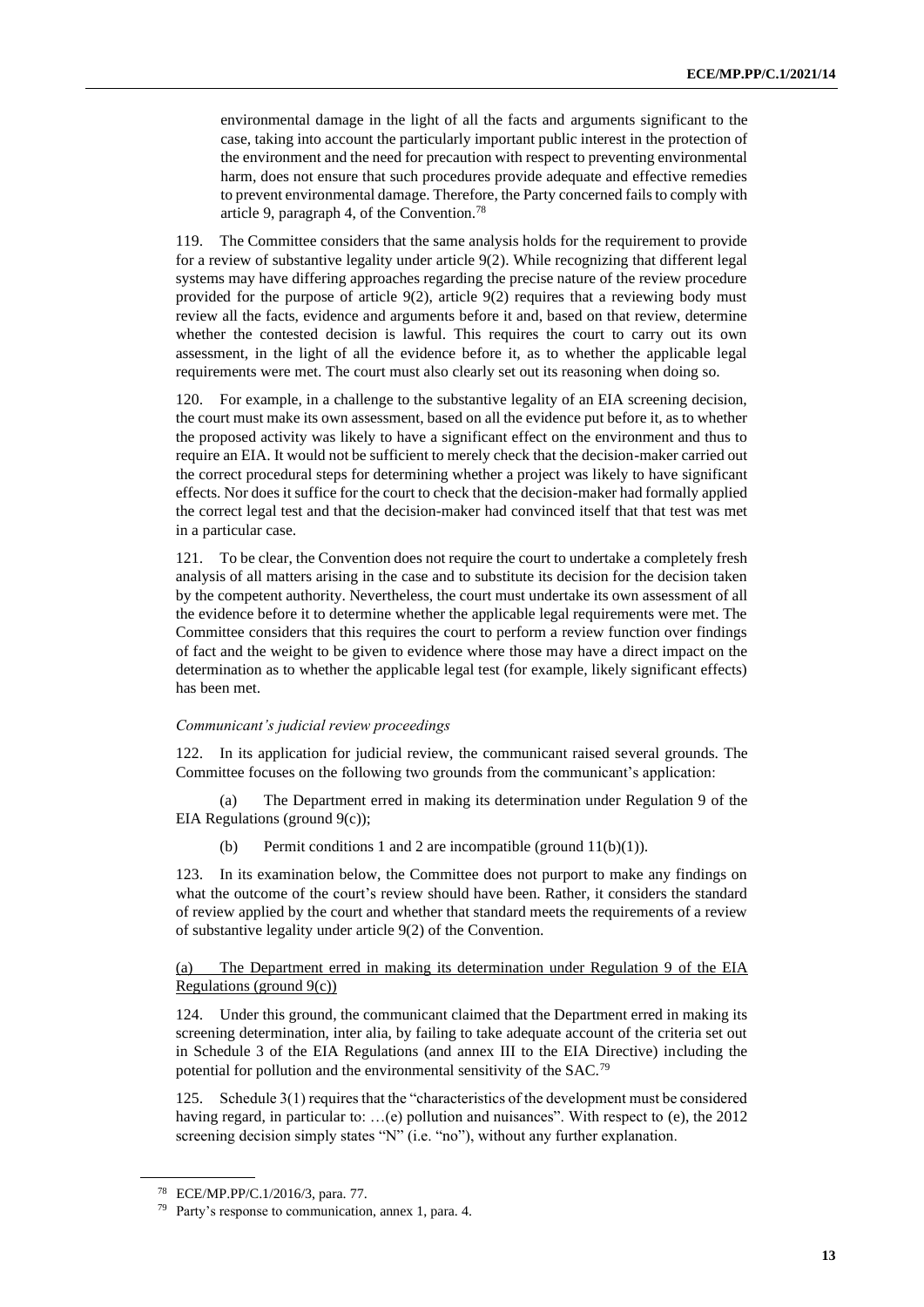environmental damage in the light of all the facts and arguments significant to the case, taking into account the particularly important public interest in the protection of the environment and the need for precaution with respect to preventing environmental harm, does not ensure that such procedures provide adequate and effective remedies to prevent environmental damage. Therefore, the Party concerned fails to comply with article 9, paragraph 4, of the Convention.[78]

119. The Committee considers that the same analysis holds for the requirement to provide for a review of substantive legality under article 9(2). While recognizing that different legal systems may have differing approaches regarding the precise nature of the review procedure provided for the purpose of article 9(2), article 9(2) requires that a reviewing body must review all the facts, evidence and arguments before it and, based on that review, determine whether the contested decision is lawful. This requires the court to carry out its own assessment, in the light of all the evidence before it, as to whether the applicable legal requirements were met. The court must also clearly set out its reasoning when doing so.

120. For example, in a challenge to the substantive legality of an EIA screening decision, the court must make its own assessment, based on all the evidence put before it, as to whether the proposed activity was likely to have a significant effect on the environment and thus to require an EIA. It would not be sufficient to merely check that the decision-maker carried out the correct procedural steps for determining whether a project was likely to have significant effects. Nor does it suffice for the court to check that the decision-maker had formally applied the correct legal test and that the decision-maker had convinced itself that that test was met in a particular case.

121. To be clear, the Convention does not require the court to undertake a completely fresh analysis of all matters arising in the case and to substitute its decision for the decision taken by the competent authority. Nevertheless, the court must undertake its own assessment of all the evidence before it to determine whether the applicable legal requirements were met. The Committee considers that this requires the court to perform a review function over findings of fact and the weight to be given to evidence where those may have a direct impact on the determination as to whether the applicable legal test (for example, likely significant effects) has been met.

*Communicant's judicial review proceedings*

122. In its application for judicial review, the communicant raised several grounds. The Committee focuses on the following two grounds from the communicant's application:

(a) The Department erred in making its determination under Regulation 9 of the EIA Regulations (ground 9(c));

(b) Permit conditions 1 and 2 are incompatible (ground 11(b)(1)).

123. In its examination below, the Committee does not purport to make any findings on what the outcome of the court's review should have been. Rather, it considers the standard of review applied by the court and whether that standard meets the requirements of a review of substantive legality under article 9(2) of the Convention.

<u>(a) The Department erred in making its determination under Regulation 9 of the EIA Regulations (ground 9(c))</u>

124. Under this ground, the communicant claimed that the Department erred in making its screening determination, inter alia, by failing to take adequate account of the criteria set out in Schedule 3 of the EIA Regulations (and annex III to the EIA Directive) including the potential for pollution and the environmental sensitivity of the SAC.[79]

125. Schedule 3(1) requires that the "characteristics of the development must be considered having regard, in particular to: …(e) pollution and nuisances". With respect to (e), the 2012 screening decision simply states "N" (i.e. "no"), without any further explanation.

[78] ECE/MP.PP/C.1/2016/3, para. 77.

[79] Party's response to communication, annex 1, para. 4.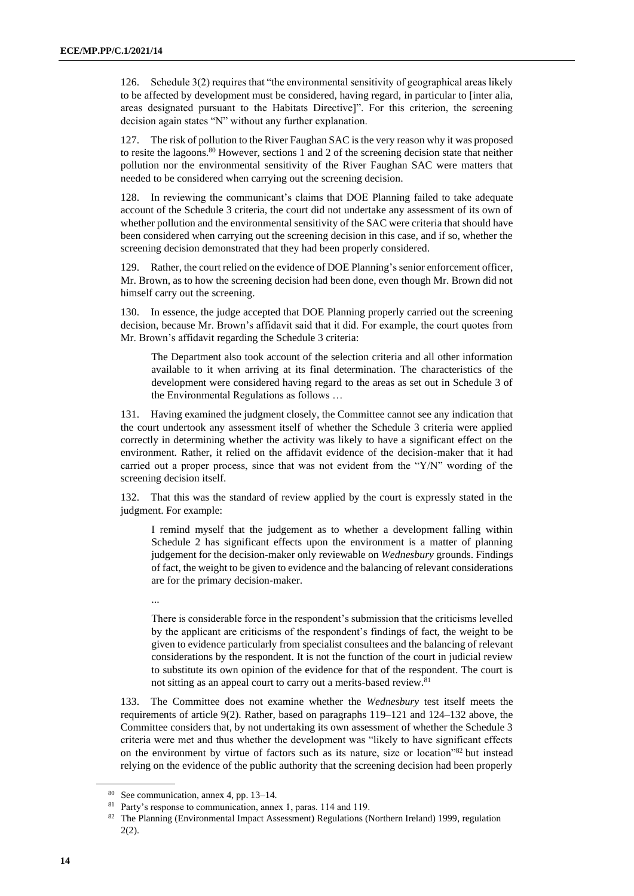126. Schedule 3(2) requires that "the environmental sensitivity of geographical areas likely to be affected by development must be considered, having regard, in particular to [inter alia, areas designated pursuant to the Habitats Directive]". For this criterion, the screening decision again states "N" without any further explanation.

127. The risk of pollution to the River Faughan SAC is the very reason why it was proposed to resite the lagoons.[80] However, sections 1 and 2 of the screening decision state that neither pollution nor the environmental sensitivity of the River Faughan SAC were matters that needed to be considered when carrying out the screening decision.

128. In reviewing the communicant's claims that DOE Planning failed to take adequate account of the Schedule 3 criteria, the court did not undertake any assessment of its own of whether pollution and the environmental sensitivity of the SAC were criteria that should have been considered when carrying out the screening decision in this case, and if so, whether the screening decision demonstrated that they had been properly considered.

129. Rather, the court relied on the evidence of DOE Planning's senior enforcement officer, Mr. Brown, as to how the screening decision had been done, even though Mr. Brown did not himself carry out the screening.

130. In essence, the judge accepted that DOE Planning properly carried out the screening decision, because Mr. Brown's affidavit said that it did. For example, the court quotes from Mr. Brown's affidavit regarding the Schedule 3 criteria:

> The Department also took account of the selection criteria and all other information available to it when arriving at its final determination. The characteristics of the development were considered having regard to the areas as set out in Schedule 3 of the Environmental Regulations as follows …

131. Having examined the judgment closely, the Committee cannot see any indication that the court undertook any assessment itself of whether the Schedule 3 criteria were applied correctly in determining whether the activity was likely to have a significant effect on the environment. Rather, it relied on the affidavit evidence of the decision-maker that it had carried out a proper process, since that was not evident from the "Y/N" wording of the screening decision itself.

132. That this was the standard of review applied by the court is expressly stated in the judgment. For example:

> I remind myself that the judgement as to whether a development falling within Schedule 2 has significant effects upon the environment is a matter of planning judgement for the decision-maker only reviewable on *Wednesbury* grounds. Findings of fact, the weight to be given to evidence and the balancing of relevant considerations are for the primary decision-maker.
>
> ...
>
> There is considerable force in the respondent's submission that the criticisms levelled by the applicant are criticisms of the respondent's findings of fact, the weight to be given to evidence particularly from specialist consultees and the balancing of relevant considerations by the respondent. It is not the function of the court in judicial review to substitute its own opinion of the evidence for that of the respondent. The court is not sitting as an appeal court to carry out a merits-based review.[81]

133. The Committee does not examine whether the *Wednesbury* test itself meets the requirements of article 9(2). Rather, based on paragraphs 119–121 and 124–132 above, the Committee considers that, by not undertaking its own assessment of whether the Schedule 3 criteria were met and thus whether the development was "likely to have significant effects on the environment by virtue of factors such as its nature, size or location"[82] but instead relying on the evidence of the public authority that the screening decision had been properly

---

[80] See communication, annex 4, pp. 13–14.

[81] Party's response to communication, annex 1, paras. 114 and 119.

[82] The Planning (Environmental Impact Assessment) Regulations (Northern Ireland) 1999, regulation 2(2).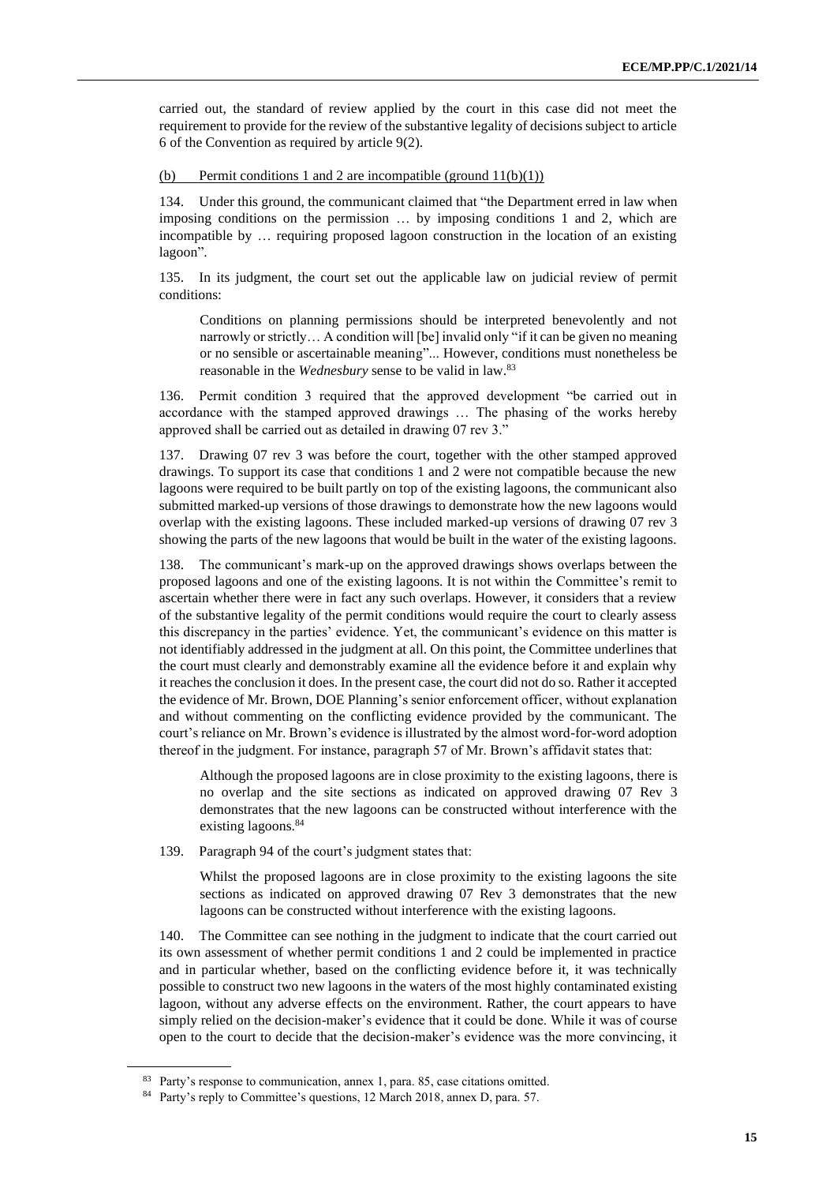carried out, the standard of review applied by the court in this case did not meet the requirement to provide for the review of the substantive legality of decisions subject to article 6 of the Convention as required by article 9(2).

(b) Permit conditions 1 and 2 are incompatible (ground 11(b)(1))

134. Under this ground, the communicant claimed that "the Department erred in law when imposing conditions on the permission … by imposing conditions 1 and 2, which are incompatible by … requiring proposed lagoon construction in the location of an existing lagoon".

135. In its judgment, the court set out the applicable law on judicial review of permit conditions:

> Conditions on planning permissions should be interpreted benevolently and not narrowly or strictly… A condition will [be] invalid only "if it can be given no meaning or no sensible or ascertainable meaning"... However, conditions must nonetheless be reasonable in the *Wednesbury* sense to be valid in law.[83]

136. Permit condition 3 required that the approved development "be carried out in accordance with the stamped approved drawings … The phasing of the works hereby approved shall be carried out as detailed in drawing 07 rev 3."

137. Drawing 07 rev 3 was before the court, together with the other stamped approved drawings. To support its case that conditions 1 and 2 were not compatible because the new lagoons were required to be built partly on top of the existing lagoons, the communicant also submitted marked-up versions of those drawings to demonstrate how the new lagoons would overlap with the existing lagoons. These included marked-up versions of drawing 07 rev 3 showing the parts of the new lagoons that would be built in the water of the existing lagoons.

138. The communicant's mark-up on the approved drawings shows overlaps between the proposed lagoons and one of the existing lagoons. It is not within the Committee's remit to ascertain whether there were in fact any such overlaps. However, it considers that a review of the substantive legality of the permit conditions would require the court to clearly assess this discrepancy in the parties' evidence. Yet, the communicant's evidence on this matter is not identifiably addressed in the judgment at all. On this point, the Committee underlines that the court must clearly and demonstrably examine all the evidence before it and explain why it reaches the conclusion it does. In the present case, the court did not do so. Rather it accepted the evidence of Mr. Brown, DOE Planning's senior enforcement officer, without explanation and without commenting on the conflicting evidence provided by the communicant. The court's reliance on Mr. Brown's evidence is illustrated by the almost word-for-word adoption thereof in the judgment. For instance, paragraph 57 of Mr. Brown's affidavit states that:

> Although the proposed lagoons are in close proximity to the existing lagoons, there is no overlap and the site sections as indicated on approved drawing 07 Rev 3 demonstrates that the new lagoons can be constructed without interference with the existing lagoons.[84]

139. Paragraph 94 of the court's judgment states that:

> Whilst the proposed lagoons are in close proximity to the existing lagoons the site sections as indicated on approved drawing 07 Rev 3 demonstrates that the new lagoons can be constructed without interference with the existing lagoons.

140. The Committee can see nothing in the judgment to indicate that the court carried out its own assessment of whether permit conditions 1 and 2 could be implemented in practice and in particular whether, based on the conflicting evidence before it, it was technically possible to construct two new lagoons in the waters of the most highly contaminated existing lagoon, without any adverse effects on the environment. Rather, the court appears to have simply relied on the decision-maker's evidence that it could be done. While it was of course open to the court to decide that the decision-maker's evidence was the more convincing, it

[83] Party's response to communication, annex 1, para. 85, case citations omitted.

[84] Party's reply to Committee's questions, 12 March 2018, annex D, para. 57.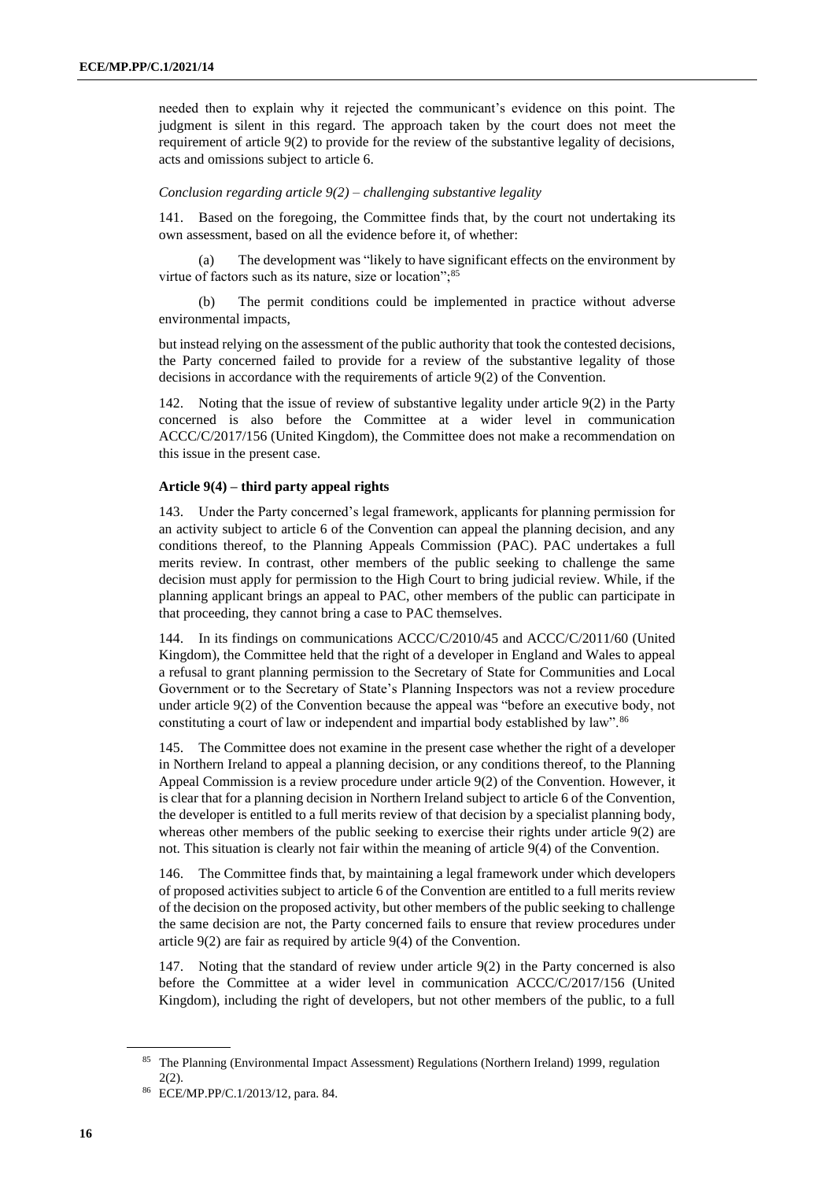needed then to explain why it rejected the communicant's evidence on this point. The judgment is silent in this regard. The approach taken by the court does not meet the requirement of article 9(2) to provide for the review of the substantive legality of decisions, acts and omissions subject to article 6.

*Conclusion regarding article 9(2) – challenging substantive legality*

141. Based on the foregoing, the Committee finds that, by the court not undertaking its own assessment, based on all the evidence before it, of whether:

(a) The development was "likely to have significant effects on the environment by virtue of factors such as its nature, size or location";[85]

(b) The permit conditions could be implemented in practice without adverse environmental impacts,

but instead relying on the assessment of the public authority that took the contested decisions, the Party concerned failed to provide for a review of the substantive legality of those decisions in accordance with the requirements of article 9(2) of the Convention.

142. Noting that the issue of review of substantive legality under article 9(2) in the Party concerned is also before the Committee at a wider level in communication ACCC/C/2017/156 (United Kingdom), the Committee does not make a recommendation on this issue in the present case.

**Article 9(4) – third party appeal rights**

143. Under the Party concerned's legal framework, applicants for planning permission for an activity subject to article 6 of the Convention can appeal the planning decision, and any conditions thereof, to the Planning Appeals Commission (PAC). PAC undertakes a full merits review. In contrast, other members of the public seeking to challenge the same decision must apply for permission to the High Court to bring judicial review. While, if the planning applicant brings an appeal to PAC, other members of the public can participate in that proceeding, they cannot bring a case to PAC themselves.

144. In its findings on communications ACCC/C/2010/45 and ACCC/C/2011/60 (United Kingdom), the Committee held that the right of a developer in England and Wales to appeal a refusal to grant planning permission to the Secretary of State for Communities and Local Government or to the Secretary of State's Planning Inspectors was not a review procedure under article 9(2) of the Convention because the appeal was "before an executive body, not constituting a court of law or independent and impartial body established by law".[86]

145. The Committee does not examine in the present case whether the right of a developer in Northern Ireland to appeal a planning decision, or any conditions thereof, to the Planning Appeal Commission is a review procedure under article 9(2) of the Convention. However, it is clear that for a planning decision in Northern Ireland subject to article 6 of the Convention, the developer is entitled to a full merits review of that decision by a specialist planning body, whereas other members of the public seeking to exercise their rights under article 9(2) are not. This situation is clearly not fair within the meaning of article 9(4) of the Convention.

146. The Committee finds that, by maintaining a legal framework under which developers of proposed activities subject to article 6 of the Convention are entitled to a full merits review of the decision on the proposed activity, but other members of the public seeking to challenge the same decision are not, the Party concerned fails to ensure that review procedures under article 9(2) are fair as required by article 9(4) of the Convention.

147. Noting that the standard of review under article 9(2) in the Party concerned is also before the Committee at a wider level in communication ACCC/C/2017/156 (United Kingdom), including the right of developers, but not other members of the public, to a full

[85] The Planning (Environmental Impact Assessment) Regulations (Northern Ireland) 1999, regulation 2(2).

[86] ECE/MP.PP/C.1/2013/12, para. 84.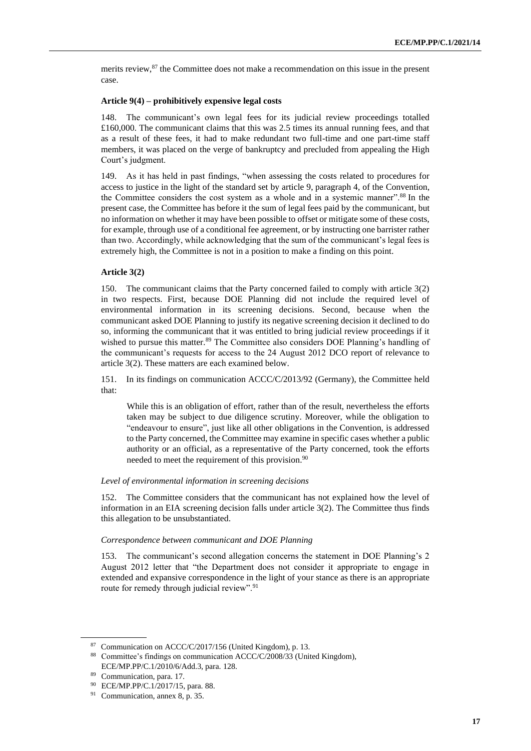merits review,[87] the Committee does not make a recommendation on this issue in the present case.

### Article 9(4) – prohibitively expensive legal costs

148. The communicant's own legal fees for its judicial review proceedings totalled £160,000. The communicant claims that this was 2.5 times its annual running fees, and that as a result of these fees, it had to make redundant two full-time and one part-time staff members, it was placed on the verge of bankruptcy and precluded from appealing the High Court's judgment.

149. As it has held in past findings, "when assessing the costs related to procedures for access to justice in the light of the standard set by article 9, paragraph 4, of the Convention, the Committee considers the cost system as a whole and in a systemic manner".[88] In the present case, the Committee has before it the sum of legal fees paid by the communicant, but no information on whether it may have been possible to offset or mitigate some of these costs, for example, through use of a conditional fee agreement, or by instructing one barrister rather than two. Accordingly, while acknowledging that the sum of the communicant's legal fees is extremely high, the Committee is not in a position to make a finding on this point.

### Article 3(2)

150. The communicant claims that the Party concerned failed to comply with article 3(2) in two respects. First, because DOE Planning did not include the required level of environmental information in its screening decisions. Second, because when the communicant asked DOE Planning to justify its negative screening decision it declined to do so, informing the communicant that it was entitled to bring judicial review proceedings if it wished to pursue this matter.[89] The Committee also considers DOE Planning's handling of the communicant's requests for access to the 24 August 2012 DCO report of relevance to article 3(2). These matters are each examined below.

151. In its findings on communication ACCC/C/2013/92 (Germany), the Committee held that:

> While this is an obligation of effort, rather than of the result, nevertheless the efforts taken may be subject to due diligence scrutiny. Moreover, while the obligation to "endeavour to ensure", just like all other obligations in the Convention, is addressed to the Party concerned, the Committee may examine in specific cases whether a public authority or an official, as a representative of the Party concerned, took the efforts needed to meet the requirement of this provision.[90]

#### *Level of environmental information in screening decisions*

152. The Committee considers that the communicant has not explained how the level of information in an EIA screening decision falls under article 3(2). The Committee thus finds this allegation to be unsubstantiated.

#### *Correspondence between communicant and DOE Planning*

153. The communicant's second allegation concerns the statement in DOE Planning's 2 August 2012 letter that "the Department does not consider it appropriate to engage in extended and expansive correspondence in the light of your stance as there is an appropriate route for remedy through judicial review".[91]

---

[87] Communication on ACCC/C/2017/156 (United Kingdom), p. 13.

[88] Committee's findings on communication ACCC/C/2008/33 (United Kingdom), ECE/MP.PP/C.1/2010/6/Add.3, para. 128.

[89] Communication, para. 17.

[90] ECE/MP.PP/C.1/2017/15, para. 88.

[91] Communication, annex 8, p. 35.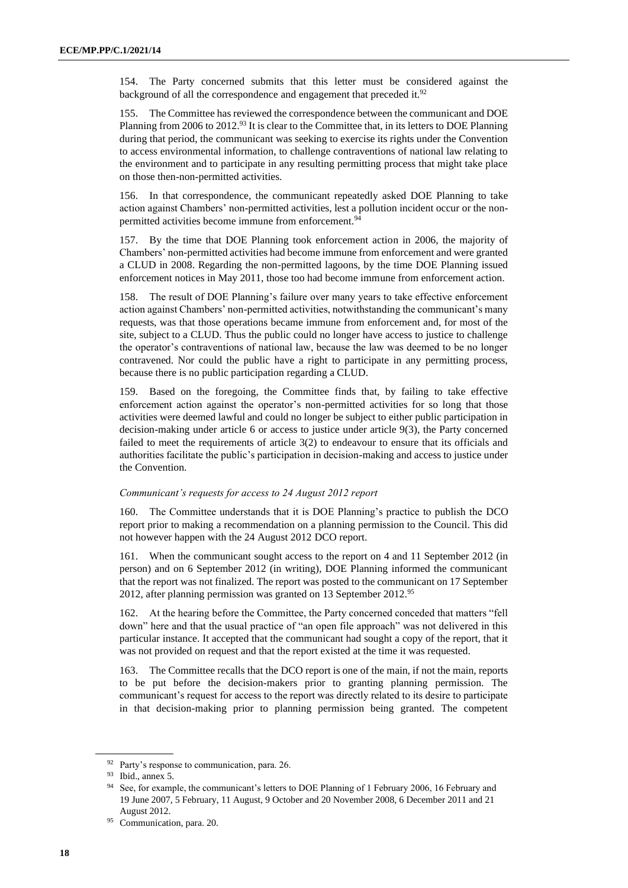154. The Party concerned submits that this letter must be considered against the background of all the correspondence and engagement that preceded it.[92]

155. The Committee has reviewed the correspondence between the communicant and DOE Planning from 2006 to 2012.[93] It is clear to the Committee that, in its letters to DOE Planning during that period, the communicant was seeking to exercise its rights under the Convention to access environmental information, to challenge contraventions of national law relating to the environment and to participate in any resulting permitting process that might take place on those then-non-permitted activities.

156. In that correspondence, the communicant repeatedly asked DOE Planning to take action against Chambers' non-permitted activities, lest a pollution incident occur or the non-permitted activities become immune from enforcement.[94]

157. By the time that DOE Planning took enforcement action in 2006, the majority of Chambers' non-permitted activities had become immune from enforcement and were granted a CLUD in 2008. Regarding the non-permitted lagoons, by the time DOE Planning issued enforcement notices in May 2011, those too had become immune from enforcement action.

158. The result of DOE Planning's failure over many years to take effective enforcement action against Chambers' non-permitted activities, notwithstanding the communicant's many requests, was that those operations became immune from enforcement and, for most of the site, subject to a CLUD. Thus the public could no longer have access to justice to challenge the operator's contraventions of national law, because the law was deemed to be no longer contravened. Nor could the public have a right to participate in any permitting process, because there is no public participation regarding a CLUD.

159. Based on the foregoing, the Committee finds that, by failing to take effective enforcement action against the operator's non-permitted activities for so long that those activities were deemed lawful and could no longer be subject to either public participation in decision-making under article 6 or access to justice under article 9(3), the Party concerned failed to meet the requirements of article 3(2) to endeavour to ensure that its officials and authorities facilitate the public's participation in decision-making and access to justice under the Convention.

*Communicant's requests for access to 24 August 2012 report*

160. The Committee understands that it is DOE Planning's practice to publish the DCO report prior to making a recommendation on a planning permission to the Council. This did not however happen with the 24 August 2012 DCO report.

161. When the communicant sought access to the report on 4 and 11 September 2012 (in person) and on 6 September 2012 (in writing), DOE Planning informed the communicant that the report was not finalized. The report was posted to the communicant on 17 September 2012, after planning permission was granted on 13 September 2012.[95]

162. At the hearing before the Committee, the Party concerned conceded that matters "fell down" here and that the usual practice of "an open file approach" was not delivered in this particular instance. It accepted that the communicant had sought a copy of the report, that it was not provided on request and that the report existed at the time it was requested.

163. The Committee recalls that the DCO report is one of the main, if not the main, reports to be put before the decision-makers prior to granting planning permission. The communicant's request for access to the report was directly related to its desire to participate in that decision-making prior to planning permission being granted. The competent

---

[92] Party's response to communication, para. 26.

[93] Ibid., annex 5.

[94] See, for example, the communicant's letters to DOE Planning of 1 February 2006, 16 February and 19 June 2007, 5 February, 11 August, 9 October and 20 November 2008, 6 December 2011 and 21 August 2012.

[95] Communication, para. 20.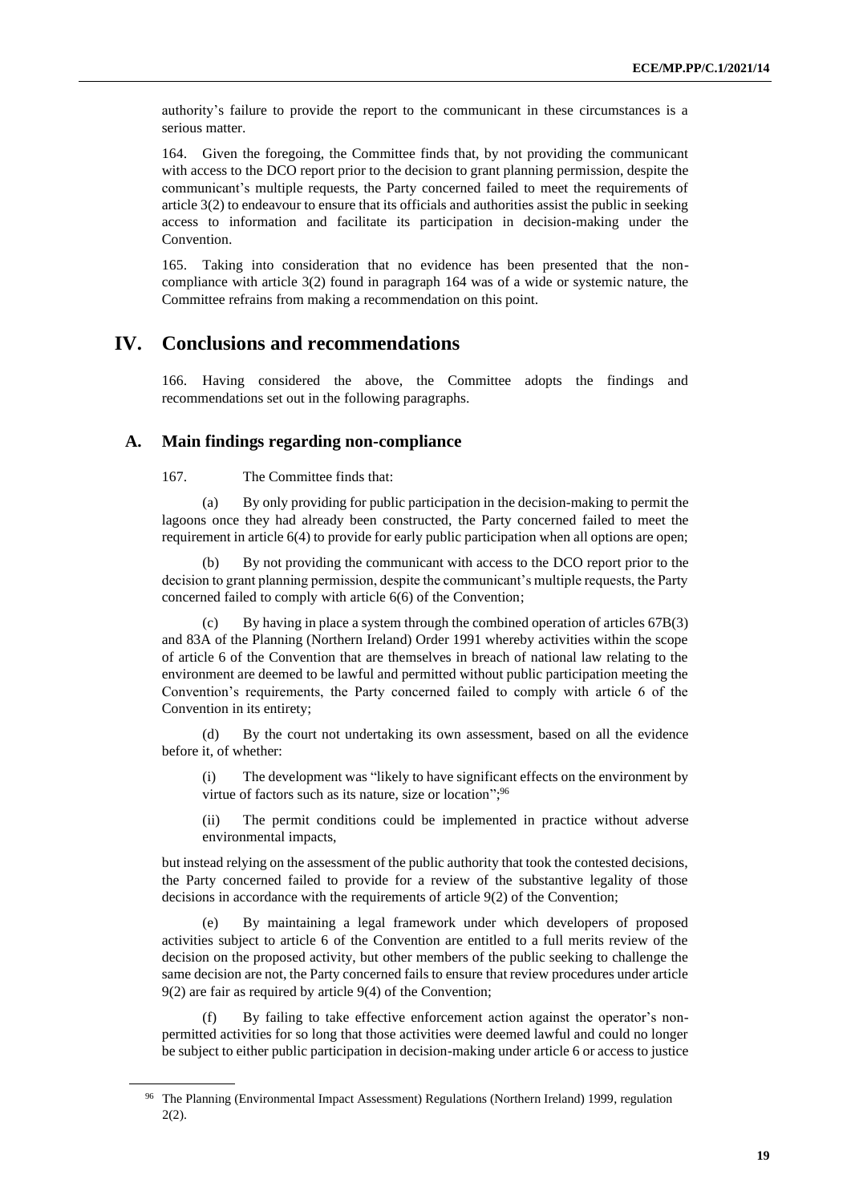authority's failure to provide the report to the communicant in these circumstances is a serious matter.

164. Given the foregoing, the Committee finds that, by not providing the communicant with access to the DCO report prior to the decision to grant planning permission, despite the communicant's multiple requests, the Party concerned failed to meet the requirements of article 3(2) to endeavour to ensure that its officials and authorities assist the public in seeking access to information and facilitate its participation in decision-making under the Convention.

165. Taking into consideration that no evidence has been presented that the non-compliance with article 3(2) found in paragraph 164 was of a wide or systemic nature, the Committee refrains from making a recommendation on this point.

# IV. Conclusions and recommendations

166. Having considered the above, the Committee adopts the findings and recommendations set out in the following paragraphs.

## A. Main findings regarding non-compliance

167. The Committee finds that:

(a) By only providing for public participation in the decision-making to permit the lagoons once they had already been constructed, the Party concerned failed to meet the requirement in article 6(4) to provide for early public participation when all options are open;

(b) By not providing the communicant with access to the DCO report prior to the decision to grant planning permission, despite the communicant's multiple requests, the Party concerned failed to comply with article 6(6) of the Convention;

(c) By having in place a system through the combined operation of articles 67B(3) and 83A of the Planning (Northern Ireland) Order 1991 whereby activities within the scope of article 6 of the Convention that are themselves in breach of national law relating to the environment are deemed to be lawful and permitted without public participation meeting the Convention's requirements, the Party concerned failed to comply with article 6 of the Convention in its entirety;

(d) By the court not undertaking its own assessment, based on all the evidence before it, of whether:

(i) The development was "likely to have significant effects on the environment by virtue of factors such as its nature, size or location";[96]

(ii) The permit conditions could be implemented in practice without adverse environmental impacts,

but instead relying on the assessment of the public authority that took the contested decisions, the Party concerned failed to provide for a review of the substantive legality of those decisions in accordance with the requirements of article 9(2) of the Convention;

(e) By maintaining a legal framework under which developers of proposed activities subject to article 6 of the Convention are entitled to a full merits review of the decision on the proposed activity, but other members of the public seeking to challenge the same decision are not, the Party concerned fails to ensure that review procedures under article 9(2) are fair as required by article 9(4) of the Convention;

(f) By failing to take effective enforcement action against the operator's non-permitted activities for so long that those activities were deemed lawful and could no longer be subject to either public participation in decision-making under article 6 or access to justice

[96] The Planning (Environmental Impact Assessment) Regulations (Northern Ireland) 1999, regulation 2(2).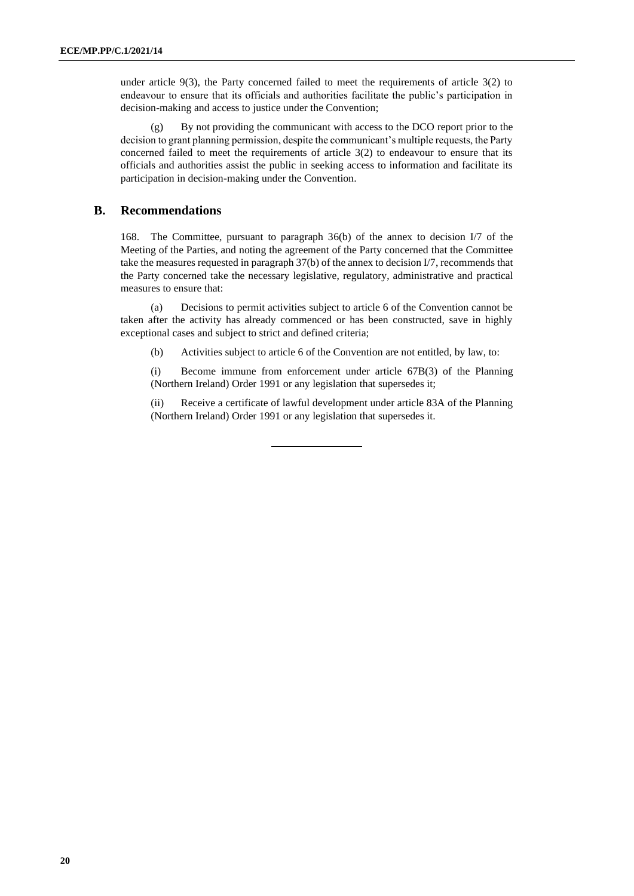under article 9(3), the Party concerned failed to meet the requirements of article 3(2) to endeavour to ensure that its officials and authorities facilitate the public's participation in decision-making and access to justice under the Convention;

(g) By not providing the communicant with access to the DCO report prior to the decision to grant planning permission, despite the communicant's multiple requests, the Party concerned failed to meet the requirements of article 3(2) to endeavour to ensure that its officials and authorities assist the public in seeking access to information and facilitate its participation in decision-making under the Convention.

## B. Recommendations

168. The Committee, pursuant to paragraph 36(b) of the annex to decision I/7 of the Meeting of the Parties, and noting the agreement of the Party concerned that the Committee take the measures requested in paragraph 37(b) of the annex to decision I/7, recommends that the Party concerned take the necessary legislative, regulatory, administrative and practical measures to ensure that:

(a) Decisions to permit activities subject to article 6 of the Convention cannot be taken after the activity has already commenced or has been constructed, save in highly exceptional cases and subject to strict and defined criteria;

(b) Activities subject to article 6 of the Convention are not entitled, by law, to:

(i) Become immune from enforcement under article 67B(3) of the Planning (Northern Ireland) Order 1991 or any legislation that supersedes it;

(ii) Receive a certificate of lawful development under article 83A of the Planning (Northern Ireland) Order 1991 or any legislation that supersedes it.